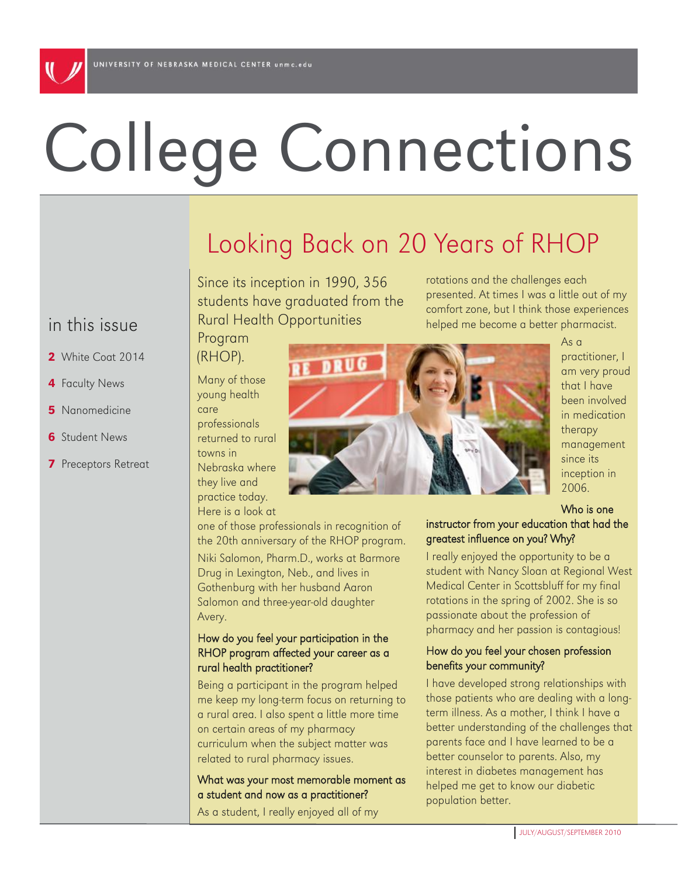# College Connections

## in this issue

- **2** White Coat 2014
- **4** Faculty News
- **5** Nanomedicine
- **6** Student News
- **7** Preceptors Retreat

## Looking Back on 20 Years of RHOP

Since its inception in 1990, 356 students have graduated from the Rural Health Opportunities Program (RHOP).

Many of those young health care professionals returned to rural towns in Nebraska where they live and practice today. Here is a look at one of those professionals in recognition of the 20th anniversary of the RHOP program.

Niki Salomon, Pharm.D., works at Barmore Drug in Lexington, Neb., and lives in Gothenburg with her husband Aaron Salomon and three-year-old daughter Avery.

**How do you feel your participation in the RHOP program affected your career as a rural health practitioner?**

Being a participant in the program helped me keep my long-term focus on returning to a rural area. I also spent a little more time on certain areas of my pharmacy curriculum when the subject matter was related to rural pharmacy issues.

**What was your most memorable moment as a student and now as a practitioner?**

As a student, I really enjoyed all of my rotations and the challenges each presented. At times I was a little out of my comfort zone, but I think those experiences helped me become a better pharmacist. As a practitioner, I am very proud that I have been involved in medication therapy management since its inception in 2006.

**Who is one instructor from your education that had the greatest influence on you? Why?**

I really enjoyed the opportunity to be a student with Nancy Sloan at Regional West Medical Center in Scottsbluff for my final rotations in the spring of 2002. She is so passionate about the profession of pharmacy and her passion is contagious!

**How do you feel your chosen profession benefits your community?**

I have developed strong relationships with those patients who are dealing with a long-term illness. As a mother, I think I have a better understanding of the challenges that parents face and I have learned to be a better counselor to parents. Also, my interest in diabetes management has helped me get to know our diabetic population better.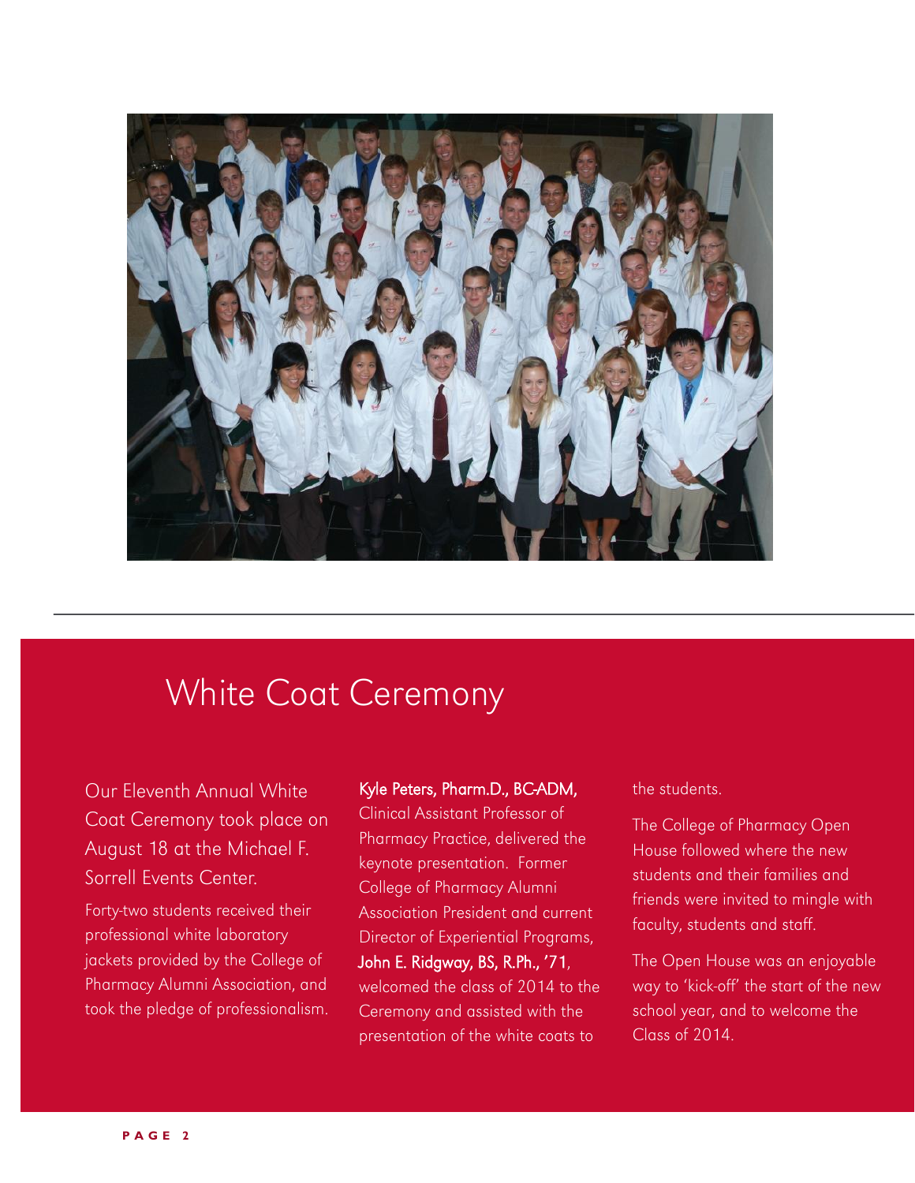## White Coat Ceremony

Our Eleventh Annual White Coat Ceremony took place on August 18 at the Michael F. Sorrell Events Center.

Forty-two students received their professional white laboratory jackets provided by the College of Pharmacy Alumni Association, and took the pledge of professionalism.

**Kyle Peters, Pharm.D., BC-ADM,** Clinical Assistant Professor of Pharmacy Practice, delivered the keynote presentation. Former College of Pharmacy Alumni Association President and current Director of Experiential Programs, **John E. Ridgway, BS, R.Ph., '71**, welcomed the class of 2014 to the Ceremony and assisted with the presentation of the white coats to the students.

The College of Pharmacy Open House followed where the new students and their families and friends were invited to mingle with faculty, students and staff.

The Open House was an enjoyable way to 'kick-off' the start of the new school year, and to welcome the Class of 2014.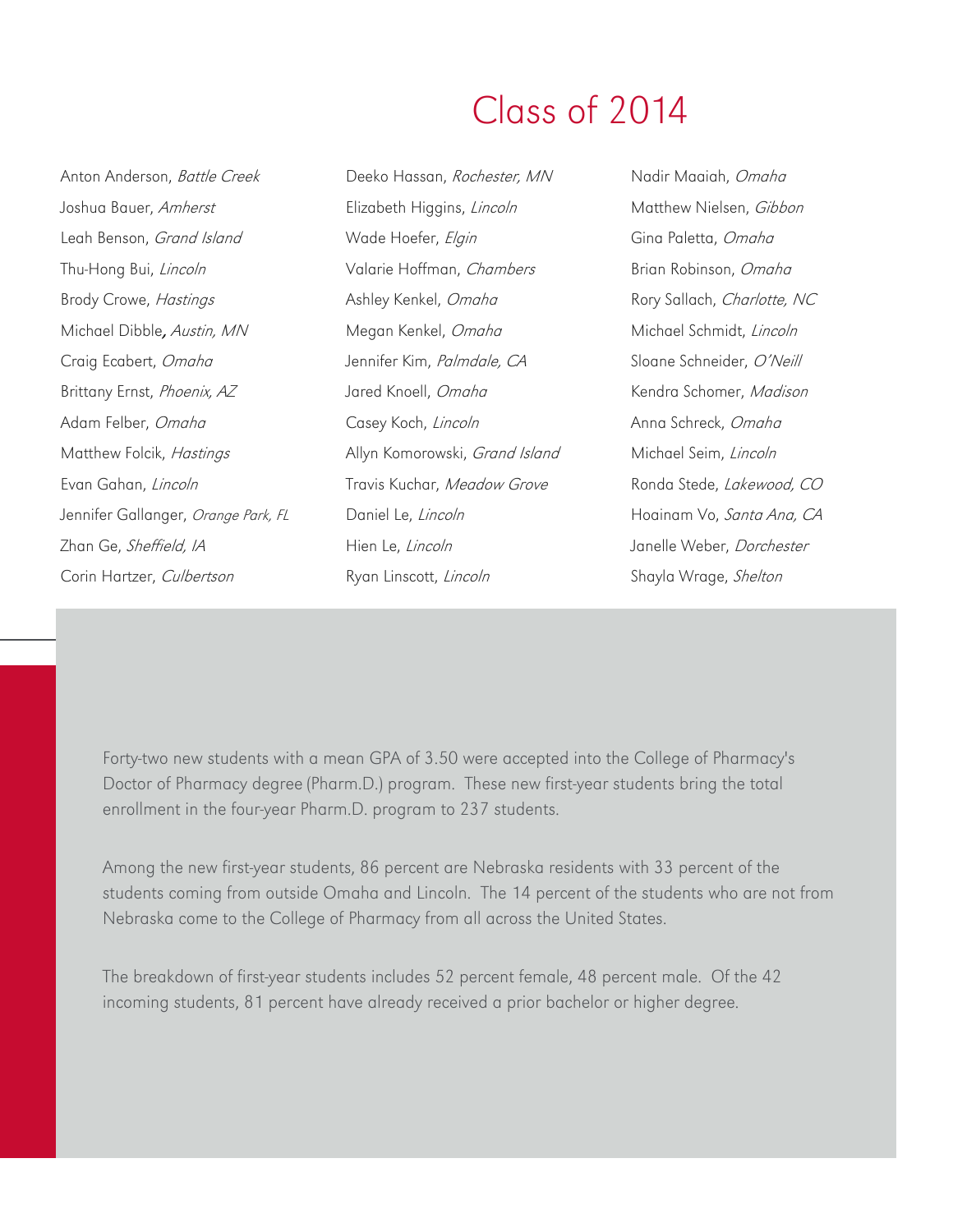# Class of 2014

Anton Anderson, *Battle Creek*
Joshua Bauer, *Amherst*
Leah Benson, *Grand Island*
Thu-Hong Bui, *Lincoln*
Brody Crowe, *Hastings*
Michael Dibble, *Austin, MN*
Craig Ecabert, *Omaha*
Brittany Ernst, *Phoenix, AZ*
Adam Felber, *Omaha*
Matthew Folcik, *Hastings*
Evan Gahan, *Lincoln*
Jennifer Gallanger, *Orange Park, FL*
Zhan Ge, *Sheffield, IA*
Corin Hartzer, *Culbertson*
Deeko Hassan, *Rochester, MN*
Elizabeth Higgins, *Lincoln*
Wade Hoefer, *Elgin*
Valarie Hoffman, *Chambers*
Ashley Kenkel, *Omaha*
Megan Kenkel, *Omaha*
Jennifer Kim, *Palmdale, CA*
Jared Knoell, *Omaha*
Casey Koch, *Lincoln*
Allyn Komorowski, *Grand Island*
Travis Kuchar, *Meadow Grove*
Daniel Le, *Lincoln*
Hien Le, *Lincoln*
Ryan Linscott, *Lincoln*
Nadir Maaiah, *Omaha*
Matthew Nielsen, *Gibbon*
Gina Paletta, *Omaha*
Brian Robinson, *Omaha*
Rory Sallach, *Charlotte, NC*
Michael Schmidt, *Lincoln*
Sloane Schneider, *O'Neill*
Kendra Schomer, *Madison*
Anna Schreck, *Omaha*
Michael Seim, *Lincoln*
Ronda Stede, *Lakewood, CO*
Hoainam Vo, *Santa Ana, CA*
Janelle Weber, *Dorchester*
Shayla Wrage, *Shelton*

Forty-two new students with a mean GPA of 3.50 were accepted into the College of Pharmacy's Doctor of Pharmacy degree (Pharm.D.) program. These new first-year students bring the total enrollment in the four-year Pharm.D. program to 237 students.

Among the new first-year students, 86 percent are Nebraska residents with 33 percent of the students coming from outside Omaha and Lincoln. The 14 percent of the students who are not from Nebraska come to the College of Pharmacy from all across the United States.

The breakdown of first-year students includes 52 percent female, 48 percent male. Of the 42 incoming students, 81 percent have already received a prior bachelor or higher degree.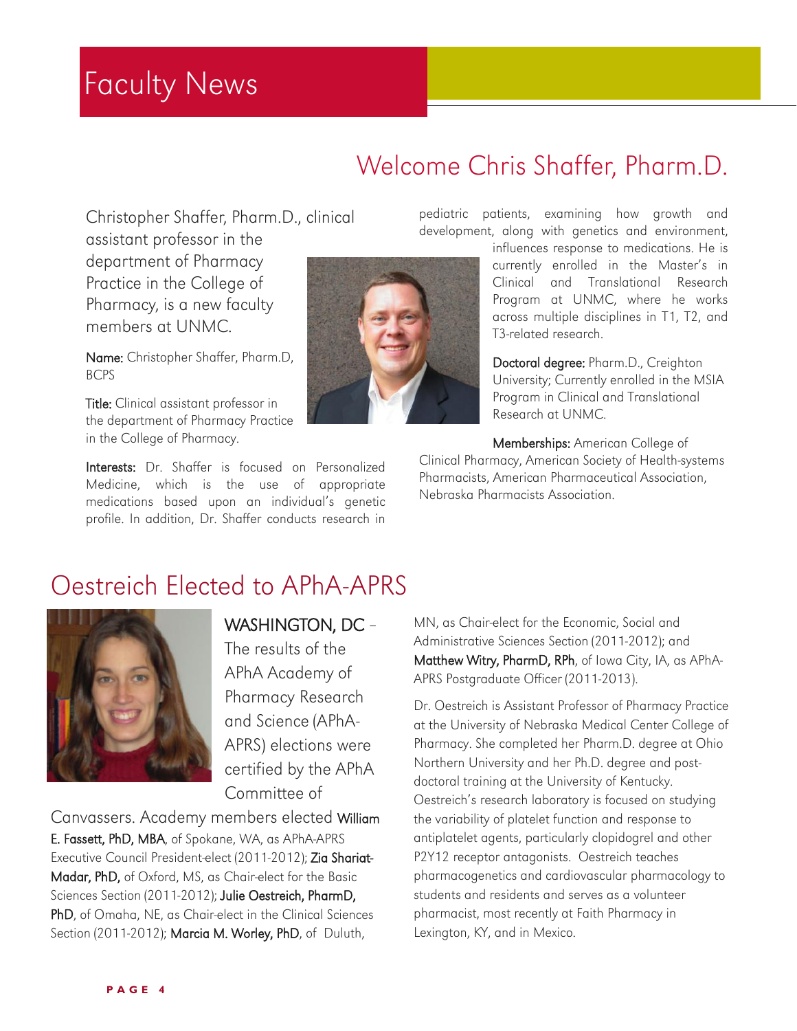# Faculty News

## Welcome Chris Shaffer, Pharm.D.

Christopher Shaffer, Pharm.D., clinical assistant professor in the department of Pharmacy Practice in the College of Pharmacy, is a new faculty members at UNMC.

**Name:** Christopher Shaffer, Pharm.D, BCPS

**Title:** Clinical assistant professor in the department of Pharmacy Practice in the College of Pharmacy.

**Interests:** Dr. Shaffer is focused on Personalized Medicine, which is the use of appropriate medications based upon an individual's genetic profile. In addition, Dr. Shaffer conducts research in pediatric patients, examining how growth and development, along with genetics and environment, influences response to medications. He is currently enrolled in the Master's in Clinical and Translational Research Program at UNMC, where he works across multiple disciplines in T1, T2, and T3-related research.

**Doctoral degree:** Pharm.D., Creighton University; Currently enrolled in the MSIA Program in Clinical and Translational Research at UNMC.

**Memberships:** American College of Clinical Pharmacy, American Society of Health-systems Pharmacists, American Pharmaceutical Association, Nebraska Pharmacists Association.

## Oestreich Elected to APhA-APRS

WASHINGTON, DC – The results of the APhA Academy of Pharmacy Research and Science (APhA-APRS) elections were certified by the APhA Committee of Canvassers. Academy members elected **William E. Fassett, PhD, MBA**, of Spokane, WA, as APhA-APRS Executive Council President-elect (2011-2012); **Zia Shariat-Madar, PhD,** of Oxford, MS, as Chair-elect for the Basic Sciences Section (2011-2012); **Julie Oestreich, PharmD, PhD**, of Omaha, NE, as Chair-elect in the Clinical Sciences Section (2011-2012); **Marcia M. Worley, PhD**, of Duluth, MN, as Chair-elect for the Economic, Social and Administrative Sciences Section (2011-2012); and **Matthew Witry, PharmD, RPh**, of Iowa City, IA, as APhA-APRS Postgraduate Officer (2011-2013).

Dr. Oestreich is Assistant Professor of Pharmacy Practice at the University of Nebraska Medical Center College of Pharmacy. She completed her Pharm.D. degree at Ohio Northern University and her Ph.D. degree and post-doctoral training at the University of Kentucky. Oestreich's research laboratory is focused on studying the variability of platelet function and response to antiplatelet agents, particularly clopidogrel and other P2Y12 receptor antagonists. Oestreich teaches pharmacogenetics and cardiovascular pharmacology to students and residents and serves as a volunteer pharmacist, most recently at Faith Pharmacy in Lexington, KY, and in Mexico.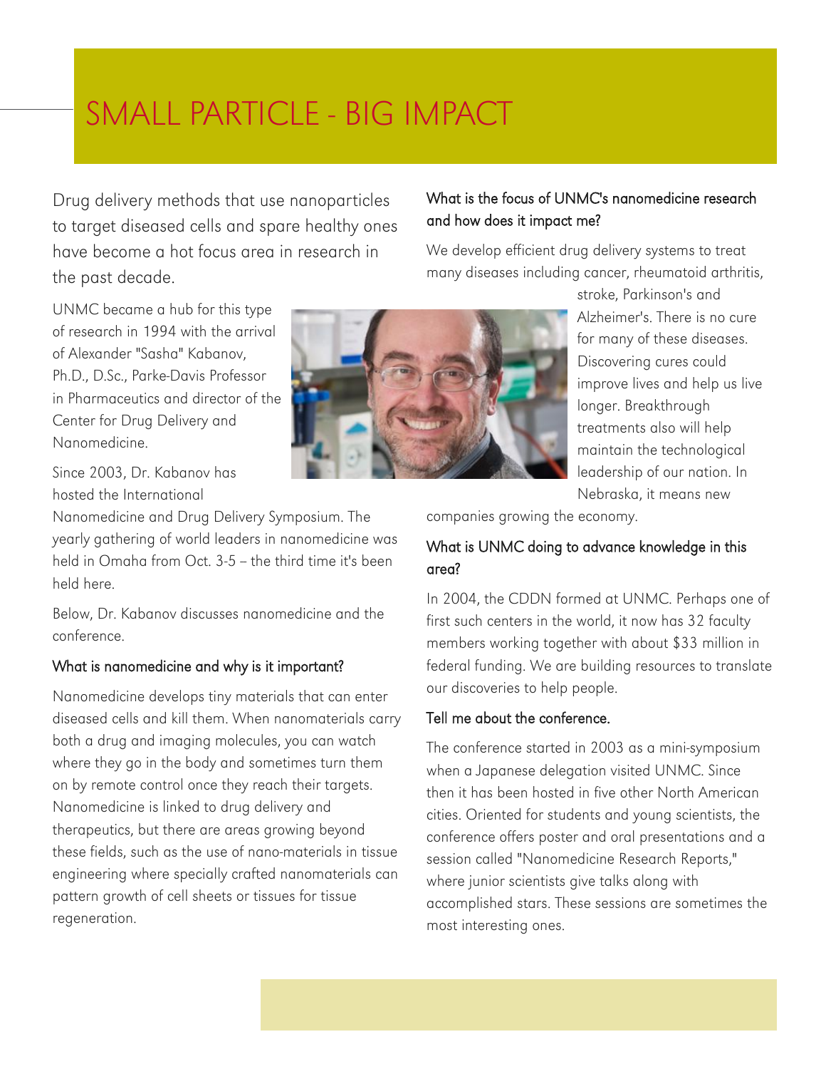# SMALL PARTICLE - BIG IMPACT

Drug delivery methods that use nanoparticles to target diseased cells and spare healthy ones have become a hot focus area in research in the past decade.

UNMC became a hub for this type of research in 1994 with the arrival of Alexander "Sasha" Kabanov, Ph.D., D.Sc., Parke-Davis Professor in Pharmaceutics and director of the Center for Drug Delivery and Nanomedicine.

Since 2003, Dr. Kabanov has hosted the International Nanomedicine and Drug Delivery Symposium. The yearly gathering of world leaders in nanomedicine was held in Omaha from Oct. 3-5 – the third time it's been held here.

Below, Dr. Kabanov discusses nanomedicine and the conference.

### What is nanomedicine and why is it important?

Nanomedicine develops tiny materials that can enter diseased cells and kill them. When nanomaterials carry both a drug and imaging molecules, you can watch where they go in the body and sometimes turn them on by remote control once they reach their targets. Nanomedicine is linked to drug delivery and therapeutics, but there are areas growing beyond these fields, such as the use of nano-materials in tissue engineering where specially crafted nanomaterials can pattern growth of cell sheets or tissues for tissue regeneration.

### What is the focus of UNMC's nanomedicine research and how does it impact me?

We develop efficient drug delivery systems to treat many diseases including cancer, rheumatoid arthritis, stroke, Parkinson's and Alzheimer's. There is no cure for many of these diseases. Discovering cures could improve lives and help us live longer. Breakthrough treatments also will help maintain the technological leadership of our nation. In Nebraska, it means new companies growing the economy.

### What is UNMC doing to advance knowledge in this area?

In 2004, the CDDN formed at UNMC. Perhaps one of first such centers in the world, it now has 32 faculty members working together with about $33 million in federal funding. We are building resources to translate our discoveries to help people.

### Tell me about the conference.

The conference started in 2003 as a mini-symposium when a Japanese delegation visited UNMC. Since then it has been hosted in five other North American cities. Oriented for students and young scientists, the conference offers poster and oral presentations and a session called "Nanomedicine Research Reports," where junior scientists give talks along with accomplished stars. These sessions are sometimes the most interesting ones.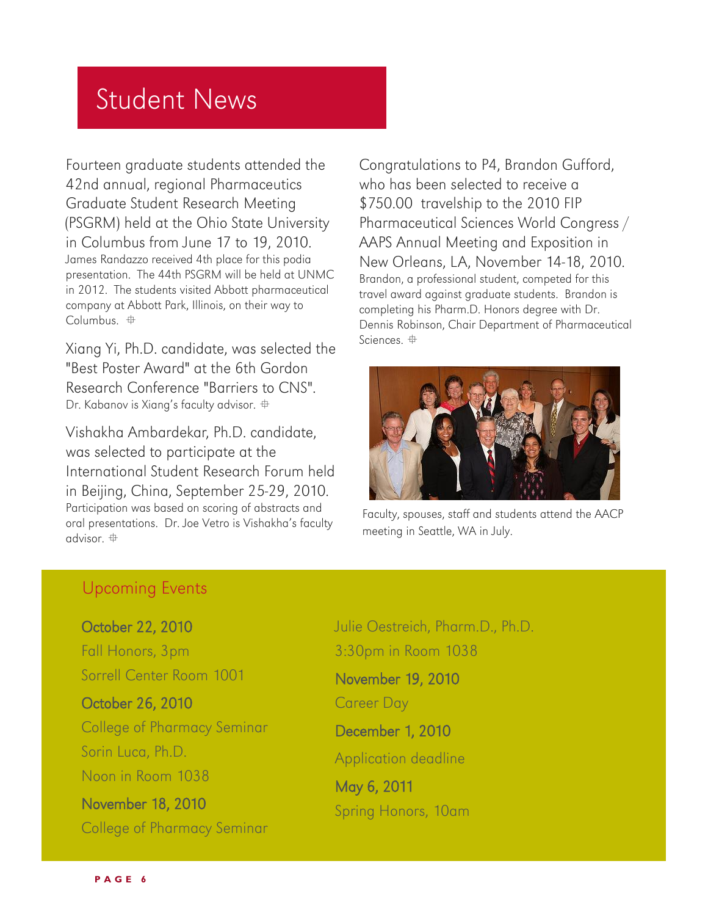# Student News

Fourteen graduate students attended the 42nd annual, regional Pharmaceutics Graduate Student Research Meeting (PSGRM) held at the Ohio State University in Columbus from June 17 to 19, 2010. James Randazzo received 4th place for this podia presentation. The 44th PSGRM will be held at UNMC in 2012. The students visited Abbott pharmaceutical company at Abbott Park, Illinois, on their way to Columbus.

Xiang Yi, Ph.D. candidate, was selected the "Best Poster Award" at the 6th Gordon Research Conference "Barriers to CNS". Dr. Kabanov is Xiang's faculty advisor.

Vishakha Ambardekar, Ph.D. candidate, was selected to participate at the International Student Research Forum held in Beijing, China, September 25-29, 2010. Participation was based on scoring of abstracts and oral presentations. Dr. Joe Vetro is Vishakha's faculty advisor.

Congratulations to P4, Brandon Gufford, who has been selected to receive a $750.00 travelship to the 2010 FIP Pharmaceutical Sciences World Congress / AAPS Annual Meeting and Exposition in New Orleans, LA, November 14-18, 2010. Brandon, a professional student, competed for this travel award against graduate students. Brandon is completing his Pharm.D. Honors degree with Dr. Dennis Robinson, Chair Department of Pharmaceutical Sciences.

Faculty, spouses, staff and students attend the AACP meeting in Seattle, WA in July.

## Upcoming Events

**October 22, 2010**
Fall Honors, 3pm
Sorrell Center Room 1001

**October 26, 2010**
College of Pharmacy Seminar
Sorin Luca, Ph.D.
Noon in Room 1038

**November 18, 2010**
College of Pharmacy Seminar
Julie Oestreich, Pharm.D., Ph.D.
3:30pm in Room 1038

**November 19, 2010**
Career Day

**December 1, 2010**
Application deadline

**May 6, 2011**
Spring Honors, 10am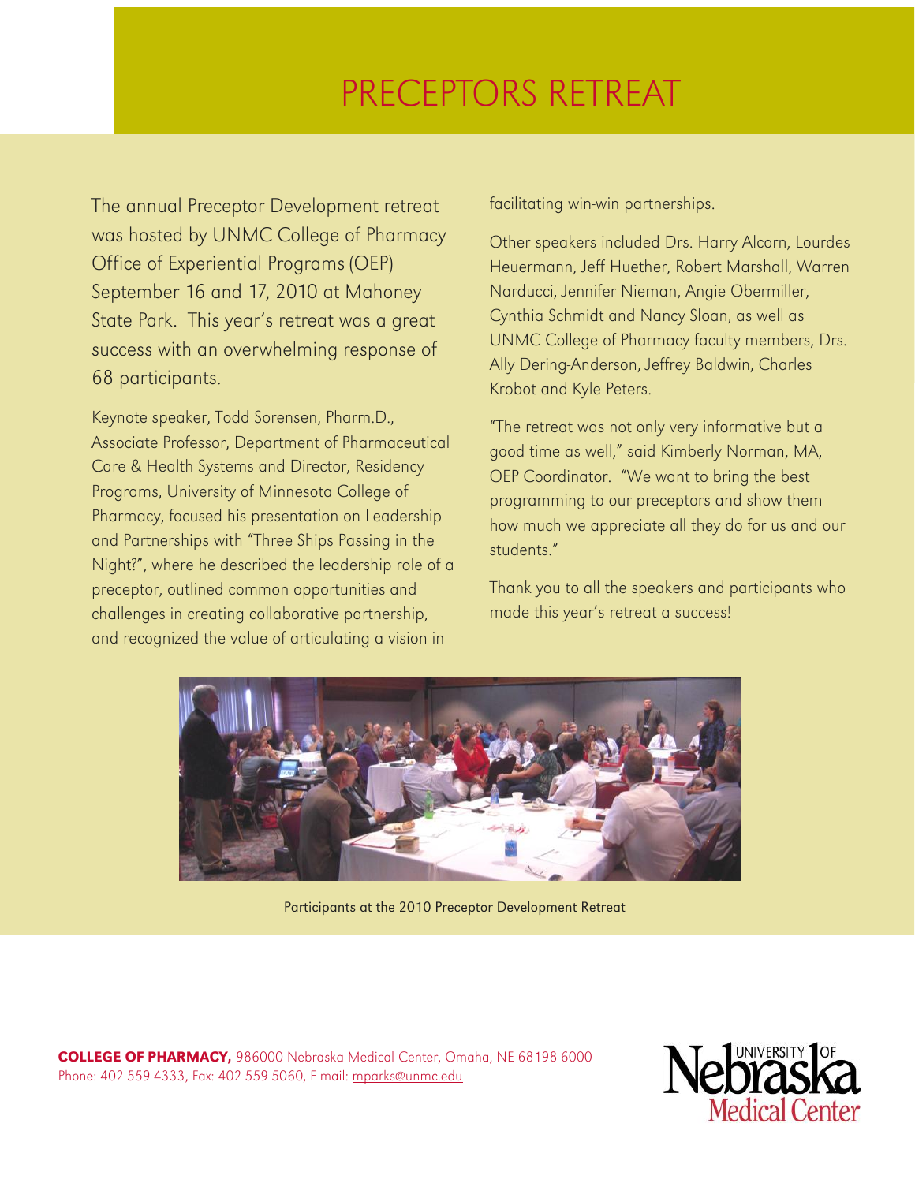# PRECEPTORS RETREAT

The annual Preceptor Development retreat was hosted by UNMC College of Pharmacy Office of Experiential Programs (OEP) September 16 and 17, 2010 at Mahoney State Park. This year's retreat was a great success with an overwhelming response of 68 participants.

Keynote speaker, Todd Sorensen, Pharm.D., Associate Professor, Department of Pharmaceutical Care & Health Systems and Director, Residency Programs, University of Minnesota College of Pharmacy, focused his presentation on Leadership and Partnerships with "Three Ships Passing in the Night?", where he described the leadership role of a preceptor, outlined common opportunities and challenges in creating collaborative partnership, and recognized the value of articulating a vision in facilitating win-win partnerships.

Other speakers included Drs. Harry Alcorn, Lourdes Heuermann, Jeff Huether, Robert Marshall, Warren Narducci, Jennifer Nieman, Angie Obermiller, Cynthia Schmidt and Nancy Sloan, as well as UNMC College of Pharmacy faculty members, Drs. Ally Dering-Anderson, Jeffrey Baldwin, Charles Krobot and Kyle Peters.

"The retreat was not only very informative but a good time as well," said Kimberly Norman, MA, OEP Coordinator. "We want to bring the best programming to our preceptors and show them how much we appreciate all they do for us and our students."

Thank you to all the speakers and participants who made this year's retreat a success!

Participants at the 2010 Preceptor Development Retreat

**COLLEGE OF PHARMACY,** 986000 Nebraska Medical Center, Omaha, NE 68198-6000
Phone: 402-559-4333, Fax: 402-559-5060, E-mail: mparks@unmc.edu

University of Nebraska Medical Center